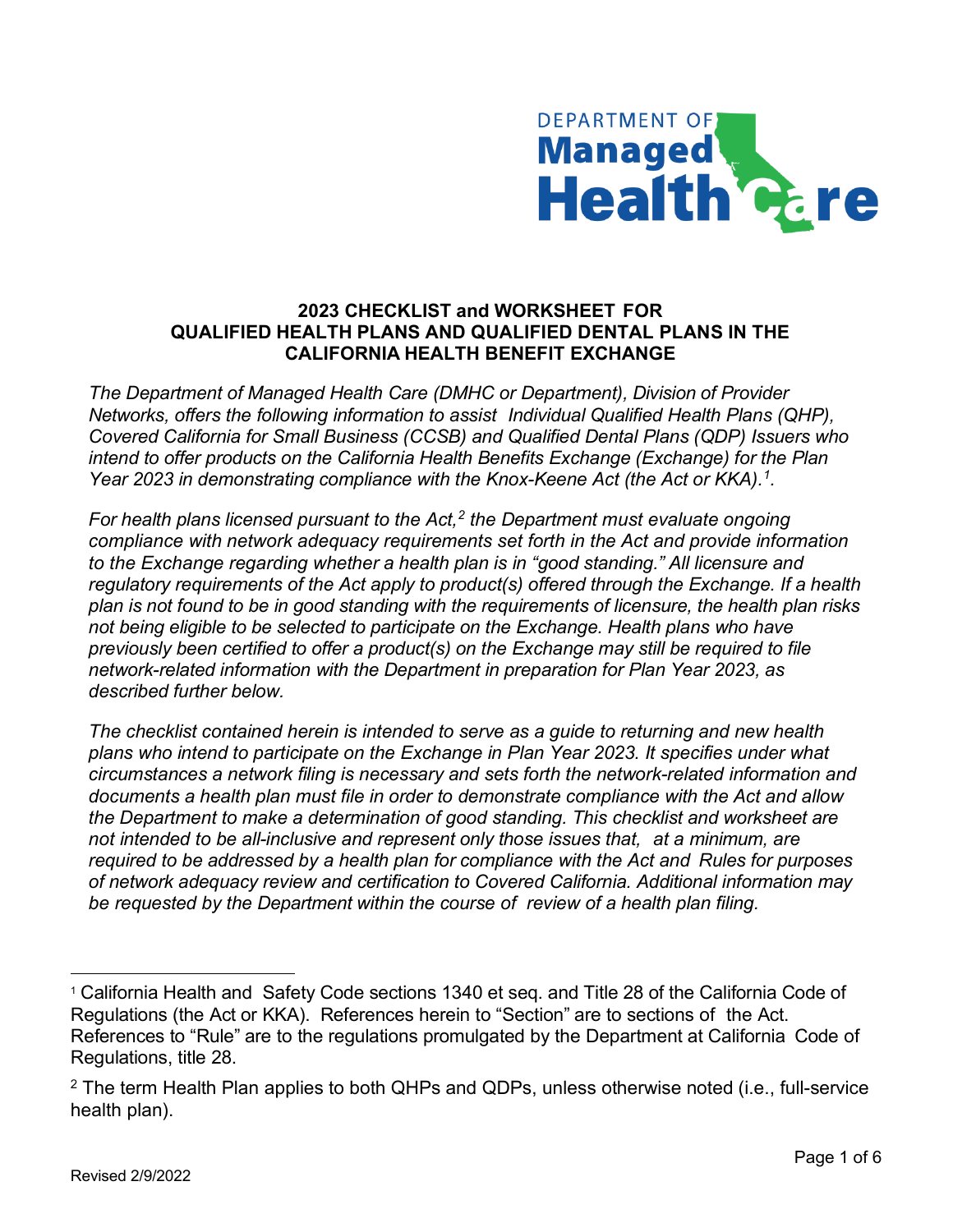DEPARTMENT OF Managed Health Care

# 2023 CHECKLIST and WORKSHEET FOR QUALIFIED HEALTH PLANS AND QUALIFIED DENTAL PLANS IN THE CALIFORNIA HEALTH BENEFIT EXCHANGE

*The Department of Managed Health Care (DMHC or Department), Division of Provider Networks, offers the following information to assist Individual Qualified Health Plans (QHP), Covered California for Small Business (CCSB) and Qualified Dental Plans (QDP) Issuers who intend to offer products on the California Health Benefits Exchange (Exchange) for the Plan Year 2023 in demonstrating compliance with the Knox-Keene Act (the Act or KKA).[1].*

*For health plans licensed pursuant to the Act,[2] the Department must evaluate ongoing compliance with network adequacy requirements set forth in the Act and provide information to the Exchange regarding whether a health plan is in "good standing." All licensure and regulatory requirements of the Act apply to product(s) offered through the Exchange. If a health plan is not found to be in good standing with the requirements of licensure, the health plan risks not being eligible to be selected to participate on the Exchange. Health plans who have previously been certified to offer a product(s) on the Exchange may still be required to file network-related information with the Department in preparation for Plan Year 2023, as described further below.*

*The checklist contained herein is intended to serve as a guide to returning and new health plans who intend to participate on the Exchange in Plan Year 2023. It specifies under what circumstances a network filing is necessary and sets forth the network-related information and documents a health plan must file in order to demonstrate compliance with the Act and allow the Department to make a determination of good standing. This checklist and worksheet are not intended to be all-inclusive and represent only those issues that, at a minimum, are required to be addressed by a health plan for compliance with the Act and Rules for purposes of network adequacy review and certification to Covered California. Additional information may be requested by the Department within the course of review of a health plan filing.*

---

[1] California Health and Safety Code sections 1340 et seq. and Title 28 of the California Code of Regulations (the Act or KKA). References herein to "Section" are to sections of the Act. References to "Rule" are to the regulations promulgated by the Department at California Code of Regulations, title 28.

[2] The term Health Plan applies to both QHPs and QDPs, unless otherwise noted (i.e., full-service health plan).

Revised 2/9/2022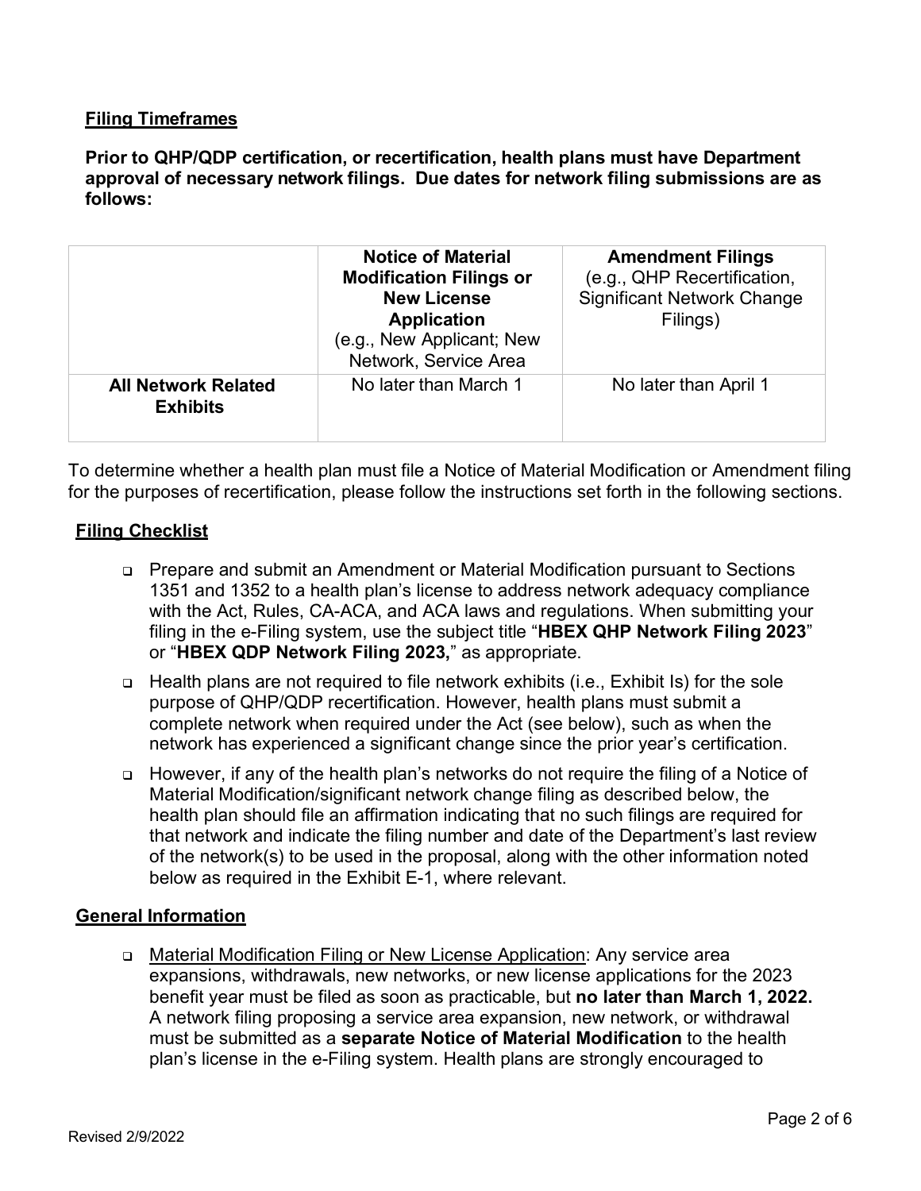**Filing Timeframes**

**Prior to QHP/QDP certification, or recertification, health plans must have Department approval of necessary network filings. Due dates for network filing submissions are as follows:**

| | **Notice of Material Modification Filings or New License Application** (e.g., New Applicant; New Network, Service Area | **Amendment Filings** (e.g., QHP Recertification, Significant Network Change Filings) |
|---|---|---|
| **All Network Related Exhibits** | No later than March 1 | No later than April 1 |

To determine whether a health plan must file a Notice of Material Modification or Amendment filing for the purposes of recertification, please follow the instructions set forth in the following sections.

**Filing Checklist**

- Prepare and submit an Amendment or Material Modification pursuant to Sections 1351 and 1352 to a health plan's license to address network adequacy compliance with the Act, Rules, CA-ACA, and ACA laws and regulations. When submitting your filing in the e-Filing system, use the subject title "**HBEX QHP Network Filing 2023**" or "**HBEX QDP Network Filing 2023,**" as appropriate.
- Health plans are not required to file network exhibits (i.e., Exhibit Is) for the sole purpose of QHP/QDP recertification. However, health plans must submit a complete network when required under the Act (see below), such as when the network has experienced a significant change since the prior year's certification.
- However, if any of the health plan's networks do not require the filing of a Notice of Material Modification/significant network change filing as described below, the health plan should file an affirmation indicating that no such filings are required for that network and indicate the filing number and date of the Department's last review of the network(s) to be used in the proposal, along with the other information noted below as required in the Exhibit E-1, where relevant.

**General Information**

- Material Modification Filing or New License Application: Any service area expansions, withdrawals, new networks, or new license applications for the 2023 benefit year must be filed as soon as practicable, but **no later than March 1, 2022.** A network filing proposing a service area expansion, new network, or withdrawal must be submitted as a **separate Notice of Material Modification** to the health plan's license in the e-Filing system. Health plans are strongly encouraged to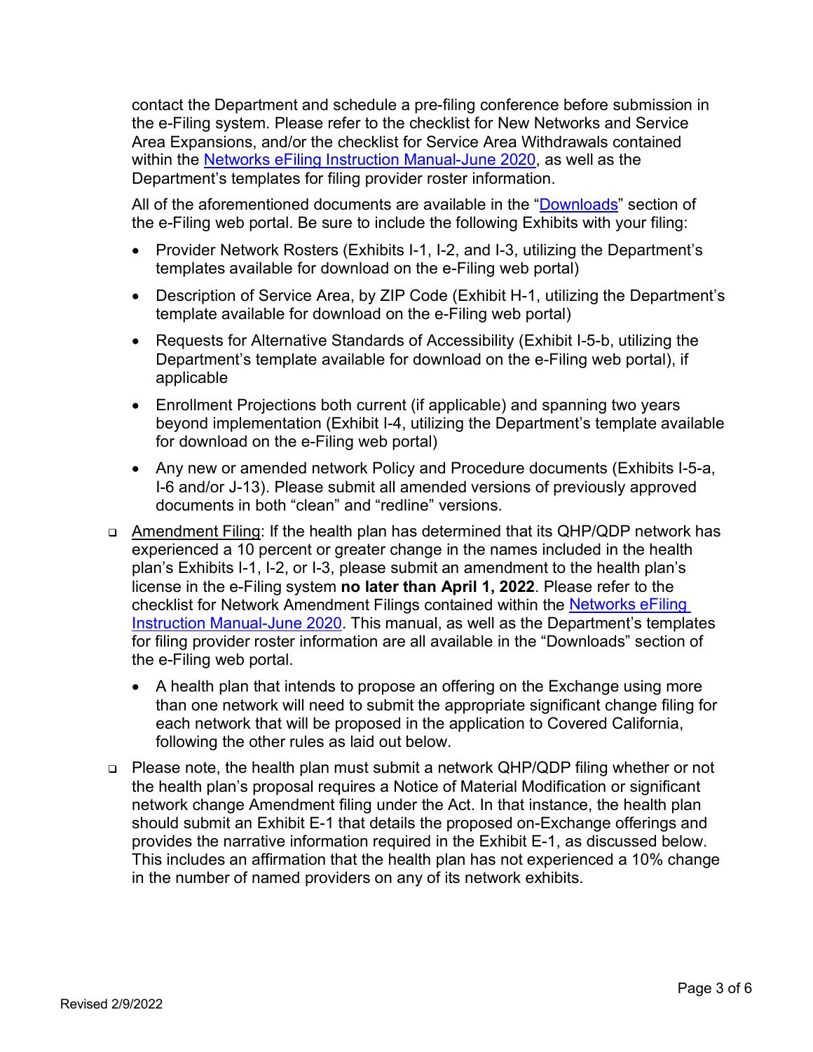contact the Department and schedule a pre-filing conference before submission in the e-Filing system. Please refer to the checklist for New Networks and Service Area Expansions, and/or the checklist for Service Area Withdrawals contained within the Networks eFiling Instruction Manual-June 2020, as well as the Department's templates for filing provider roster information.

All of the aforementioned documents are available in the "Downloads" section of the e-Filing web portal. Be sure to include the following Exhibits with your filing:

- Provider Network Rosters (Exhibits I-1, I-2, and I-3, utilizing the Department's templates available for download on the e-Filing web portal)
- Description of Service Area, by ZIP Code (Exhibit H-1, utilizing the Department's template available for download on the e-Filing web portal)
- Requests for Alternative Standards of Accessibility (Exhibit I-5-b, utilizing the Department's template available for download on the e-Filing web portal), if applicable
- Enrollment Projections both current (if applicable) and spanning two years beyond implementation (Exhibit I-4, utilizing the Department's template available for download on the e-Filing web portal)
- Any new or amended network Policy and Procedure documents (Exhibits I-5-a, I-6 and/or J-13). Please submit all amended versions of previously approved documents in both "clean" and "redline" versions.

- Amendment Filing: If the health plan has determined that its QHP/QDP network has experienced a 10 percent or greater change in the names included in the health plan's Exhibits I-1, I-2, or I-3, please submit an amendment to the health plan's license in the e-Filing system **no later than April 1, 2022**. Please refer to the checklist for Network Amendment Filings contained within the Networks eFiling Instruction Manual-June 2020. This manual, as well as the Department's templates for filing provider roster information are all available in the "Downloads" section of the e-Filing web portal.
  - A health plan that intends to propose an offering on the Exchange using more than one network will need to submit the appropriate significant change filing for each network that will be proposed in the application to Covered California, following the other rules as laid out below.

- Please note, the health plan must submit a network QHP/QDP filing whether or not the health plan's proposal requires a Notice of Material Modification or significant network change Amendment filing under the Act. In that instance, the health plan should submit an Exhibit E-1 that details the proposed on-Exchange offerings and provides the narrative information required in the Exhibit E-1, as discussed below. This includes an affirmation that the health plan has not experienced a 10% change in the number of named providers on any of its network exhibits.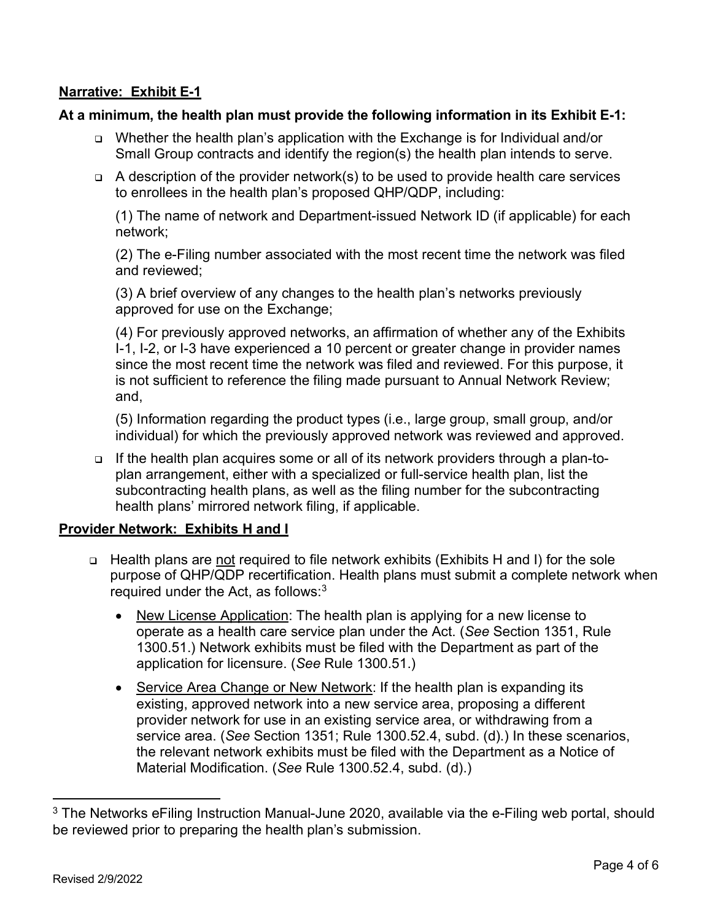**Narrative: Exhibit E-1**

**At a minimum, the health plan must provide the following information in its Exhibit E-1:**

- Whether the health plan's application with the Exchange is for Individual and/or Small Group contracts and identify the region(s) the health plan intends to serve.
- A description of the provider network(s) to be used to provide health care services to enrollees in the health plan's proposed QHP/QDP, including:

  (1) The name of network and Department-issued Network ID (if applicable) for each network;

  (2) The e-Filing number associated with the most recent time the network was filed and reviewed;

  (3) A brief overview of any changes to the health plan's networks previously approved for use on the Exchange;

  (4) For previously approved networks, an affirmation of whether any of the Exhibits I-1, I-2, or I-3 have experienced a 10 percent or greater change in provider names since the most recent time the network was filed and reviewed. For this purpose, it is not sufficient to reference the filing made pursuant to Annual Network Review; and,

  (5) Information regarding the product types (i.e., large group, small group, and/or individual) for which the previously approved network was reviewed and approved.
- If the health plan acquires some or all of its network providers through a plan-to-plan arrangement, either with a specialized or full-service health plan, list the subcontracting health plans, as well as the filing number for the subcontracting health plans' mirrored network filing, if applicable.

**Provider Network: Exhibits H and I**

- Health plans are not required to file network exhibits (Exhibits H and I) for the sole purpose of QHP/QDP recertification. Health plans must submit a complete network when required under the Act, as follows:[3]
  - New License Application: The health plan is applying for a new license to operate as a health care service plan under the Act. (*See* Section 1351, Rule 1300.51.) Network exhibits must be filed with the Department as part of the application for licensure. (*See* Rule 1300.51.)
  - Service Area Change or New Network: If the health plan is expanding its existing, approved network into a new service area, proposing a different provider network for use in an existing service area, or withdrawing from a service area. (*See* Section 1351; Rule 1300.52.4, subd. (d).) In these scenarios, the relevant network exhibits must be filed with the Department as a Notice of Material Modification. (*See* Rule 1300.52.4, subd. (d).)

[3] The Networks eFiling Instruction Manual-June 2020, available via the e-Filing web portal, should be reviewed prior to preparing the health plan's submission.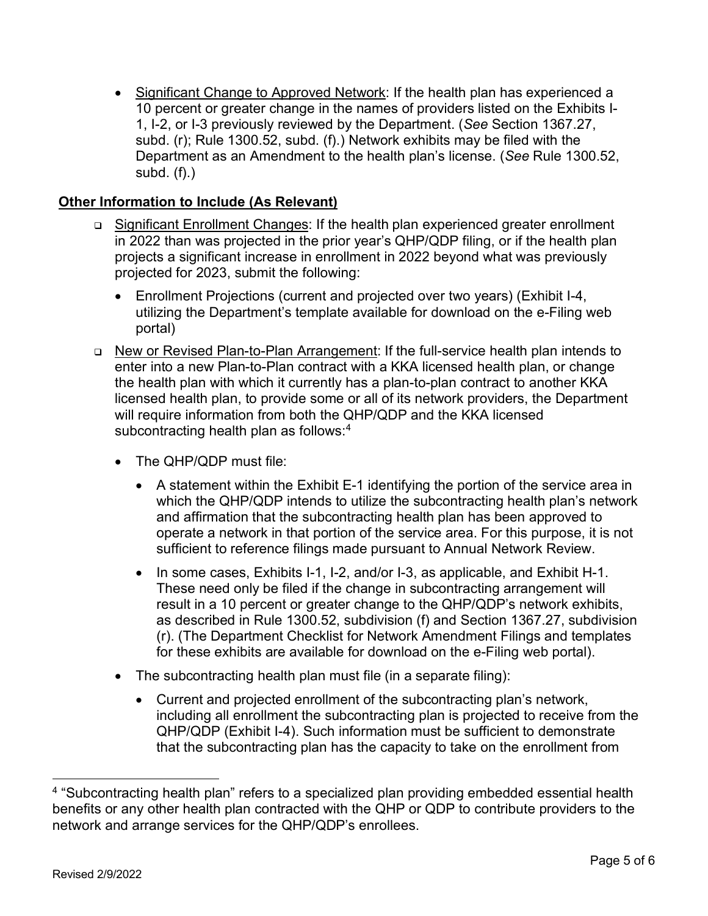- Significant Change to Approved Network: If the health plan has experienced a 10 percent or greater change in the names of providers listed on the Exhibits I-1, I-2, or I-3 previously reviewed by the Department. (*See* Section 1367.27, subd. (r); Rule 1300.52, subd. (f).) Network exhibits may be filed with the Department as an Amendment to the health plan's license. (*See* Rule 1300.52, subd. (f).)

**Other Information to Include (As Relevant)**

- Significant Enrollment Changes: If the health plan experienced greater enrollment in 2022 than was projected in the prior year's QHP/QDP filing, or if the health plan projects a significant increase in enrollment in 2022 beyond what was previously projected for 2023, submit the following:
  - Enrollment Projections (current and projected over two years) (Exhibit I-4, utilizing the Department's template available for download on the e-Filing web portal)
- New or Revised Plan-to-Plan Arrangement: If the full-service health plan intends to enter into a new Plan-to-Plan contract with a KKA licensed health plan, or change the health plan with which it currently has a plan-to-plan contract to another KKA licensed health plan, to provide some or all of its network providers, the Department will require information from both the QHP/QDP and the KKA licensed subcontracting health plan as follows:[4]
  - The QHP/QDP must file:
    - A statement within the Exhibit E-1 identifying the portion of the service area in which the QHP/QDP intends to utilize the subcontracting health plan's network and affirmation that the subcontracting health plan has been approved to operate a network in that portion of the service area. For this purpose, it is not sufficient to reference filings made pursuant to Annual Network Review.
    - In some cases, Exhibits I-1, I-2, and/or I-3, as applicable, and Exhibit H-1. These need only be filed if the change in subcontracting arrangement will result in a 10 percent or greater change to the QHP/QDP's network exhibits, as described in Rule 1300.52, subdivision (f) and Section 1367.27, subdivision (r). (The Department Checklist for Network Amendment Filings and templates for these exhibits are available for download on the e-Filing web portal).
  - The subcontracting health plan must file (in a separate filing):
    - Current and projected enrollment of the subcontracting plan's network, including all enrollment the subcontracting plan is projected to receive from the QHP/QDP (Exhibit I-4). Such information must be sufficient to demonstrate that the subcontracting plan has the capacity to take on the enrollment from

[4] "Subcontracting health plan" refers to a specialized plan providing embedded essential health benefits or any other health plan contracted with the QHP or QDP to contribute providers to the network and arrange services for the QHP/QDP's enrollees.

Revised 2/9/2022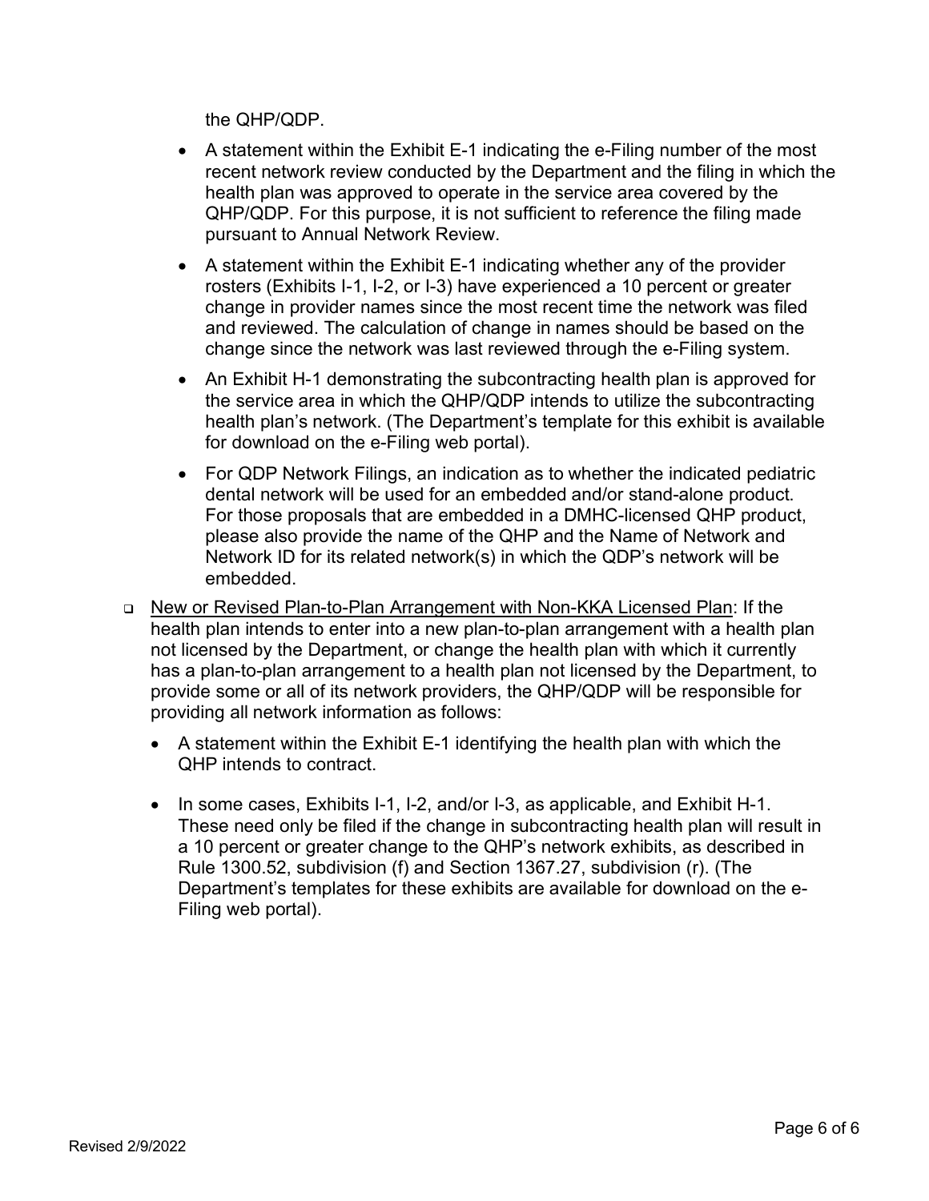the QHP/QDP.

- A statement within the Exhibit E-1 indicating the e-Filing number of the most recent network review conducted by the Department and the filing in which the health plan was approved to operate in the service area covered by the QHP/QDP. For this purpose, it is not sufficient to reference the filing made pursuant to Annual Network Review.
- A statement within the Exhibit E-1 indicating whether any of the provider rosters (Exhibits I-1, I-2, or I-3) have experienced a 10 percent or greater change in provider names since the most recent time the network was filed and reviewed. The calculation of change in names should be based on the change since the network was last reviewed through the e-Filing system.
- An Exhibit H-1 demonstrating the subcontracting health plan is approved for the service area in which the QHP/QDP intends to utilize the subcontracting health plan's network. (The Department's template for this exhibit is available for download on the e-Filing web portal).
- For QDP Network Filings, an indication as to whether the indicated pediatric dental network will be used for an embedded and/or stand-alone product. For those proposals that are embedded in a DMHC-licensed QHP product, please also provide the name of the QHP and the Name of Network and Network ID for its related network(s) in which the QDP's network will be embedded.

- <u>New or Revised Plan-to-Plan Arrangement with Non-KKA Licensed Plan</u>: If the health plan intends to enter into a new plan-to-plan arrangement with a health plan not licensed by the Department, or change the health plan with which it currently has a plan-to-plan arrangement to a health plan not licensed by the Department, to provide some or all of its network providers, the QHP/QDP will be responsible for providing all network information as follows:
  - A statement within the Exhibit E-1 identifying the health plan with which the QHP intends to contract.
  - In some cases, Exhibits I-1, I-2, and/or I-3, as applicable, and Exhibit H-1. These need only be filed if the change in subcontracting health plan will result in a 10 percent or greater change to the QHP's network exhibits, as described in Rule 1300.52, subdivision (f) and Section 1367.27, subdivision (r). (The Department's templates for these exhibits are available for download on the e-Filing web portal).

Revised 2/9/2022